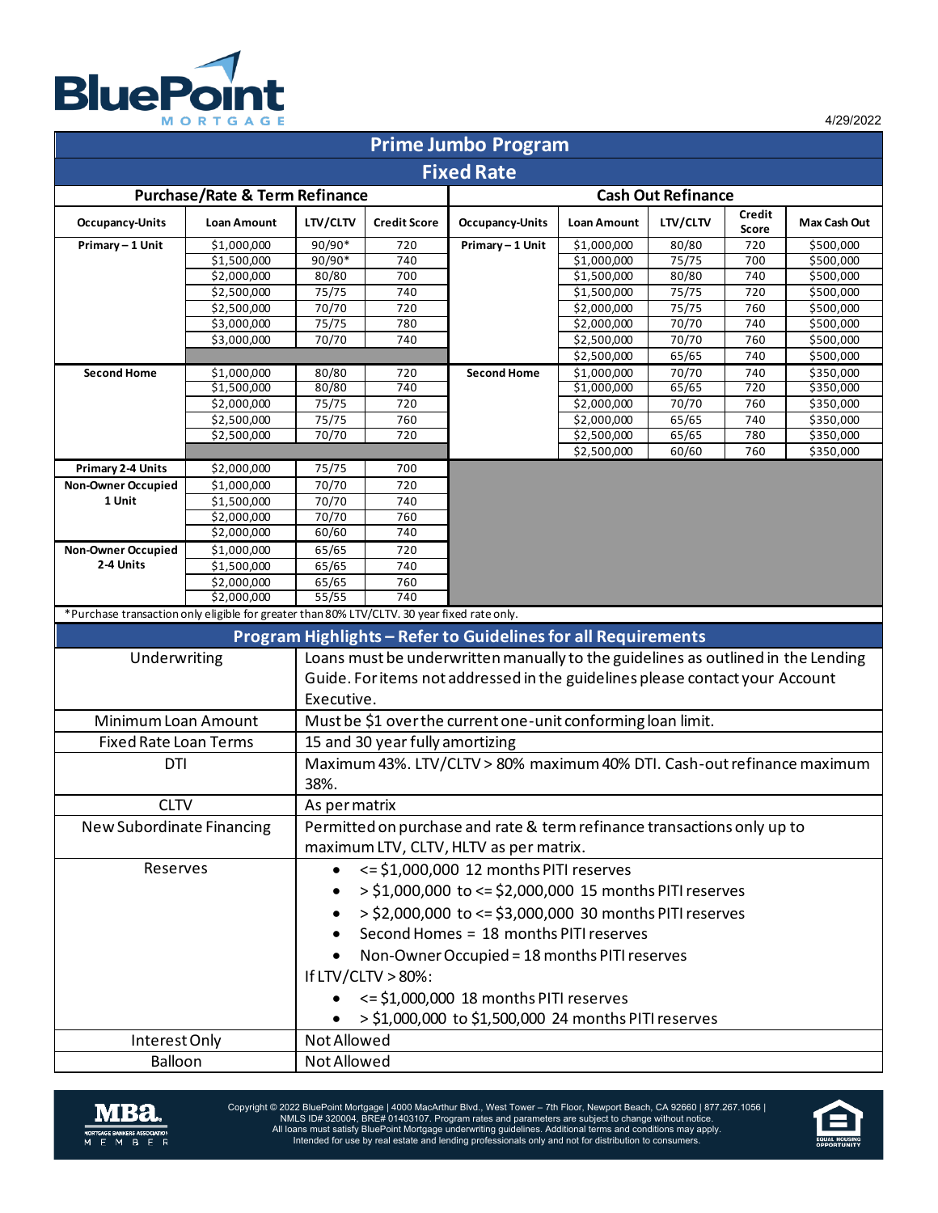BluePoint MORTGAGE

4/29/2022

# Prime Jumbo Program

## Fixed Rate

| Purchase/Rate & Term Refinance | | | | Cash Out Refinance | | | | |
|---|---|---|---|---|---|---|---|---|
| **Occupancy-Units** | **Loan Amount** | **LTV/CLTV** | **Credit Score** | **Occupancy-Units** | **Loan Amount** | **LTV/CLTV** | **Credit Score** | **Max Cash Out** |
| **Primary – 1 Unit** | $1,000,000 | 90/90* | 720 | **Primary – 1 Unit** | $1,000,000 | 80/80 | 720 | $500,000 |
| | $1,500,000 | 90/90* | 740 | | $1,000,000 | 75/75 | 700 | $500,000 |
| | $2,000,000 | 80/80 | 700 | | $1,500,000 | 80/80 | 740 | $500,000 |
| | $2,500,000 | 75/75 | 740 | | $1,500,000 | 75/75 | 720 | $500,000 |
| | $2,500,000 | 70/70 | 720 | | $2,000,000 | 75/75 | 760 | $500,000 |
| | $3,000,000 | 75/75 | 780 | | $2,000,000 | 70/70 | 740 | $500,000 |
| | $3,000,000 | 70/70 | 740 | | $2,500,000 | 70/70 | 760 | $500,000 |
| | | | | | $2,500,000 | 65/65 | 740 | $500,000 |
| **Second Home** | $1,000,000 | 80/80 | 720 | **Second Home** | $1,000,000 | 70/70 | 740 | $350,000 |
| | $1,500,000 | 80/80 | 740 | | $1,000,000 | 65/65 | 720 | $350,000 |
| | $2,000,000 | 75/75 | 720 | | $2,000,000 | 70/70 | 760 | $350,000 |
| | $2,500,000 | 75/75 | 760 | | $2,000,000 | 65/65 | 740 | $350,000 |
| | $2,500,000 | 70/70 | 720 | | $2,500,000 | 65/65 | 780 | $350,000 |
| | | | | | $2,500,000 | 60/60 | 760 | $350,000 |
| **Primary 2-4 Units** | $2,000,000 | 75/75 | 700 | | | | | |
| **Non-Owner Occupied 1 Unit** | $1,000,000 | 70/70 | 720 | | | | | |
| | $1,500,000 | 70/70 | 740 | | | | | |
| | $2,000,000 | 70/70 | 760 | | | | | |
| | $2,000,000 | 60/60 | 740 | | | | | |
| **Non-Owner Occupied 2-4 Units** | $1,000,000 | 65/65 | 720 | | | | | |
| | $1,500,000 | 65/65 | 740 | | | | | |
| | $2,000,000 | 65/65 | 760 | | | | | |
| | $2,000,000 | 55/55 | 740 | | | | | |

*Purchase transaction only eligible for greater than 80% LTV/CLTV. 30 year fixed rate only.

## Program Highlights – Refer to Guidelines for all Requirements

| | |
|---|---|
| Underwriting | Loans must be underwritten manually to the guidelines as outlined in the Lending Guide. For items not addressed in the guidelines please contact your Account Executive. |
| Minimum Loan Amount | Must be $1 over the current one-unit conforming loan limit. |
| Fixed Rate Loan Terms | 15 and 30 year fully amortizing |
| DTI | Maximum 43%. LTV/CLTV > 80% maximum 40% DTI. Cash-out refinance maximum 38%. |
| CLTV | As per matrix |
| New Subordinate Financing | Permitted on purchase and rate & term refinance transactions only up to maximum LTV, CLTV, HLTV as per matrix. |
| Reserves | • <= $1,000,000 12 months PITI reserves<br>• > $1,000,000 to <= $2,000,000 15 months PITI reserves<br>• > $2,000,000 to <= $3,000,000 30 months PITI reserves<br>• Second Homes = 18 months PITI reserves<br>• Non-Owner Occupied = 18 months PITI reserves<br>If LTV/CLTV > 80%:<br>• <= $1,000,000 18 months PITI reserves<br>• > $1,000,000 to $1,500,000 24 months PITI reserves |
| Interest Only | Not Allowed |
| Balloon | Not Allowed |

Copyright © 2022 BluePoint Mortgage | 4000 MacArthur Blvd., West Tower – 7th Floor, Newport Beach, CA 92660 | 877.267.1056 | NMLS ID# 320004, BRE# 01403107. Program rates and parameters are subject to change without notice. All loans must satisfy BluePoint Mortgage underwriting guidelines. Additional terms and conditions may apply. Intended for use by real estate and lending professionals only and not for distribution to consumers.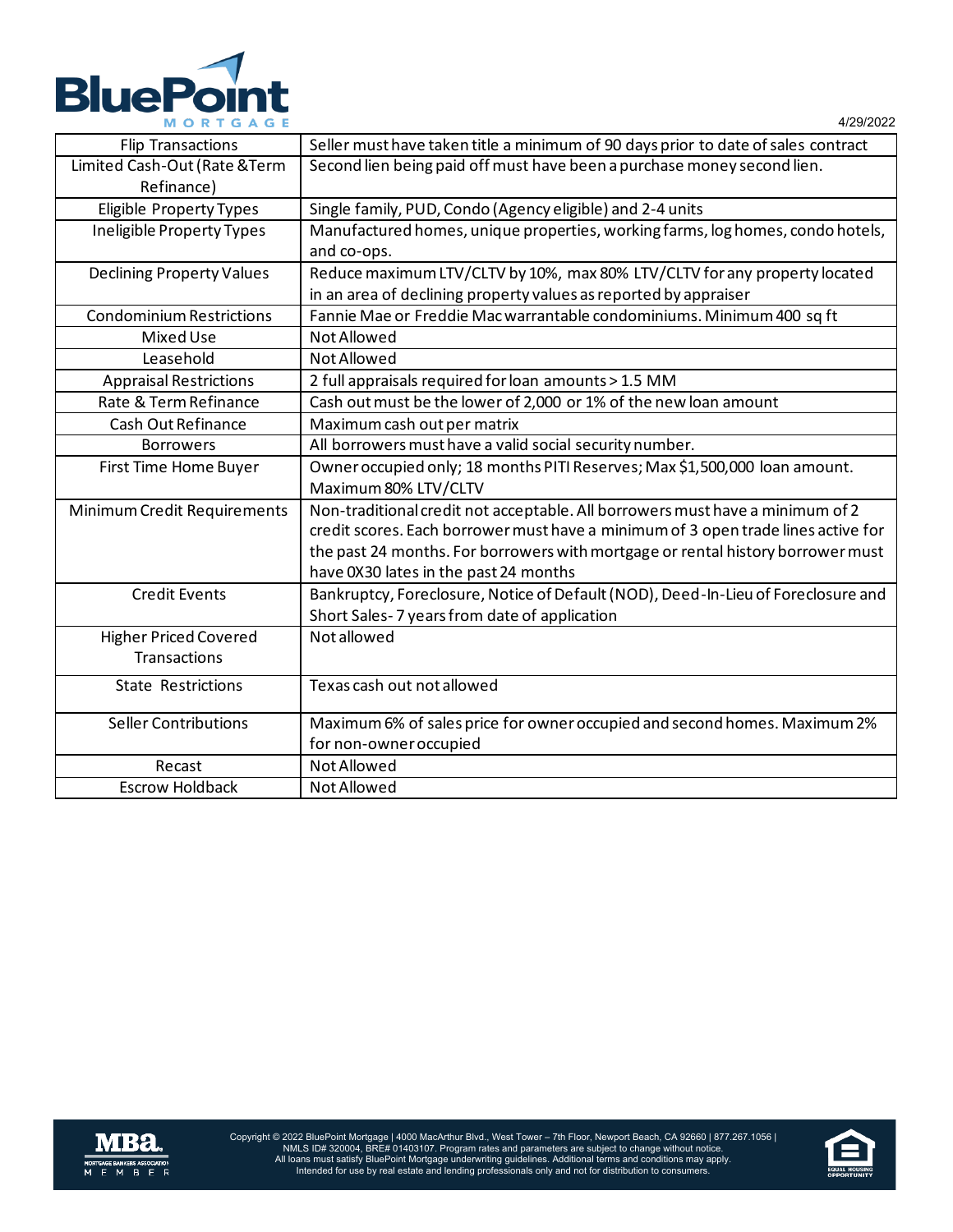4/29/2022

| | |
|---|---|
| Flip Transactions | Seller must have taken title a minimum of 90 days prior to date of sales contract |
| Limited Cash-Out (Rate &Term Refinance) | Second lien being paid off must have been a purchase money second lien. |
| Eligible Property Types | Single family, PUD, Condo (Agency eligible) and 2-4 units |
| Ineligible Property Types | Manufactured homes, unique properties, working farms, log homes, condo hotels, and co-ops. |
| Declining Property Values | Reduce maximum LTV/CLTV by 10%, max 80% LTV/CLTV for any property located in an area of declining property values as reported by appraiser |
| Condominium Restrictions | Fannie Mae or Freddie Mac warrantable condominiums. Minimum 400 sq ft |
| Mixed Use | Not Allowed |
| Leasehold | Not Allowed |
| Appraisal Restrictions | 2 full appraisals required for loan amounts > 1.5 MM |
| Rate & Term Refinance | Cash out must be the lower of 2,000 or 1% of the new loan amount |
| Cash Out Refinance | Maximum cash out per matrix |
| Borrowers | All borrowers must have a valid social security number. |
| First Time Home Buyer | Owner occupied only; 18 months PITI Reserves; Max $1,500,000 loan amount. Maximum 80% LTV/CLTV |
| Minimum Credit Requirements | Non-traditional credit not acceptable. All borrowers must have a minimum of 2 credit scores. Each borrower must have a minimum of 3 open trade lines active for the past 24 months. For borrowers with mortgage or rental history borrower must have 0X30 lates in the past 24 months |
| Credit Events | Bankruptcy, Foreclosure, Notice of Default (NOD), Deed-In-Lieu of Foreclosure and Short Sales- 7 years from date of application |
| Higher Priced Covered Transactions | Not allowed |
| State Restrictions | Texas cash out not allowed |
| Seller Contributions | Maximum 6% of sales price for owner occupied and second homes. Maximum 2% for non-owner occupied |
| Recast | Not Allowed |
| Escrow Holdback | Not Allowed |

Copyright © 2022 BluePoint Mortgage | 4000 MacArthur Blvd., West Tower – 7th Floor, Newport Beach, CA 92660 | 877.267.1056 | NMLS ID# 320004, BRE# 01403107. Program rates and parameters are subject to change without notice. All loans must satisfy BluePoint Mortgage underwriting guidelines. Additional terms and conditions may apply. Intended for use by real estate and lending professionals only and not for distribution to consumers.